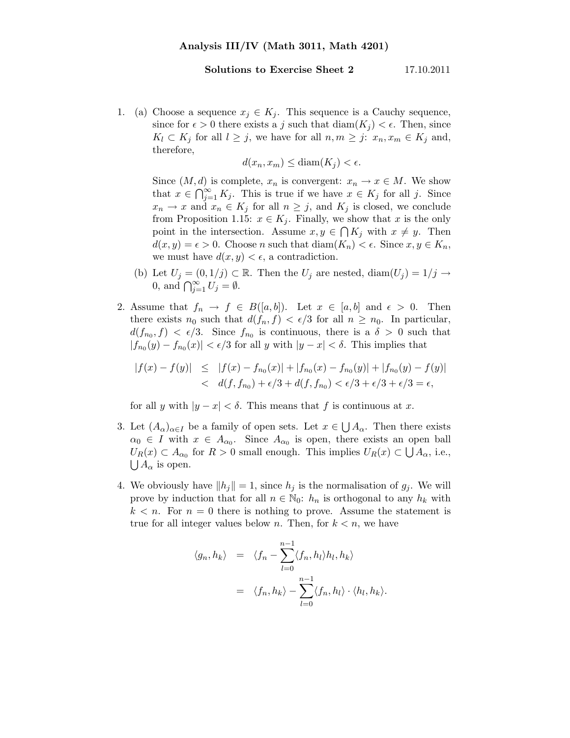**Analysis III/IV (Math 3011, Math 4201)**

**Solutions to Exercise Sheet 2** 17.10.2011

1. (a) Choose a sequence $x_j \in K_j$. This sequence is a Cauchy sequence, since for $\epsilon > 0$ there exists a $j$ such that $\operatorname{diam}(K_j) < \epsilon$. Then, since $K_l \subset K_j$ for all $l \geq j$, we have for all $n, m \geq j$: $x_n, x_m \in K_j$ and, therefore,
$$d(x_n, x_m) \leq \operatorname{diam}(K_j) < \epsilon.$$
Since $(M, d)$ is complete, $x_n$ is convergent: $x_n \to x \in M$. We show that $x \in \bigcap_{j=1}^{\infty} K_j$. This is true if we have $x \in K_j$ for all $j$. Since $x_n \to x$ and $x_n \in K_j$ for all $n \geq j$, and $K_j$ is closed, we conclude from Proposition 1.15: $x \in K_j$. Finally, we show that $x$ is the only point in the intersection. Assume $x, y \in \bigcap K_j$ with $x \neq y$. Then $d(x, y) = \epsilon > 0$. Choose $n$ such that $\operatorname{diam}(K_n) < \epsilon$. Since $x, y \in K_n$, we must have $d(x, y) < \epsilon$, a contradiction.

   (b) Let $U_j = (0, 1/j) \subset \mathbb{R}$. Then the $U_j$ are nested, $\operatorname{diam}(U_j) = 1/j \to 0$, and $\bigcap_{j=1}^{\infty} U_j = \emptyset$.

2. Assume that $f_n \to f \in B([a, b])$. Let $x \in [a, b]$ and $\epsilon > 0$. Then there exists $n_0$ such that $d(f_n, f) < \epsilon/3$ for all $n \geq n_0$. In particular, $d(f_{n_0}, f) < \epsilon/3$. Since $f_{n_0}$ is continuous, there is a $\delta > 0$ such that $|f_{n_0}(y) - f_{n_0}(x)| < \epsilon/3$ for all $y$ with $|y - x| < \delta$. This implies that
$$\begin{aligned}
|f(x) - f(y)| &\leq |f(x) - f_{n_0}(x)| + |f_{n_0}(x) - f_{n_0}(y)| + |f_{n_0}(y) - f(y)| \\
&< d(f, f_{n_0}) + \epsilon/3 + d(f, f_{n_0}) < \epsilon/3 + \epsilon/3 + \epsilon/3 = \epsilon,
\end{aligned}$$
for all $y$ with $|y - x| < \delta$. This means that $f$ is continuous at $x$.

3. Let $(A_\alpha)_{\alpha \in I}$ be a family of open sets. Let $x \in \bigcup A_\alpha$. Then there exists $\alpha_0 \in I$ with $x \in A_{\alpha_0}$. Since $A_{\alpha_0}$ is open, there exists an open ball $U_R(x) \subset A_{\alpha_0}$ for $R > 0$ small enough. This implies $U_R(x) \subset \bigcup A_\alpha$, i.e., $\bigcup A_\alpha$ is open.

4. We obviously have $\|h_j\| = 1$, since $h_j$ is the normalisation of $g_j$. We will prove by induction that for all $n \in \mathbb{N}_0$: $h_n$ is orthogonal to any $h_k$ with $k < n$. For $n = 0$ there is nothing to prove. Assume the statement is true for all integer values below $n$. Then, for $k < n$, we have
$$\begin{aligned}
\langle g_n, h_k \rangle &= \langle f_n - \sum_{l=0}^{n-1} \langle f_n, h_l \rangle h_l, h_k \rangle \\
&= \langle f_n, h_k \rangle - \sum_{l=0}^{n-1} \langle f_n, h_l \rangle \cdot \langle h_l, h_k \rangle.
\end{aligned}$$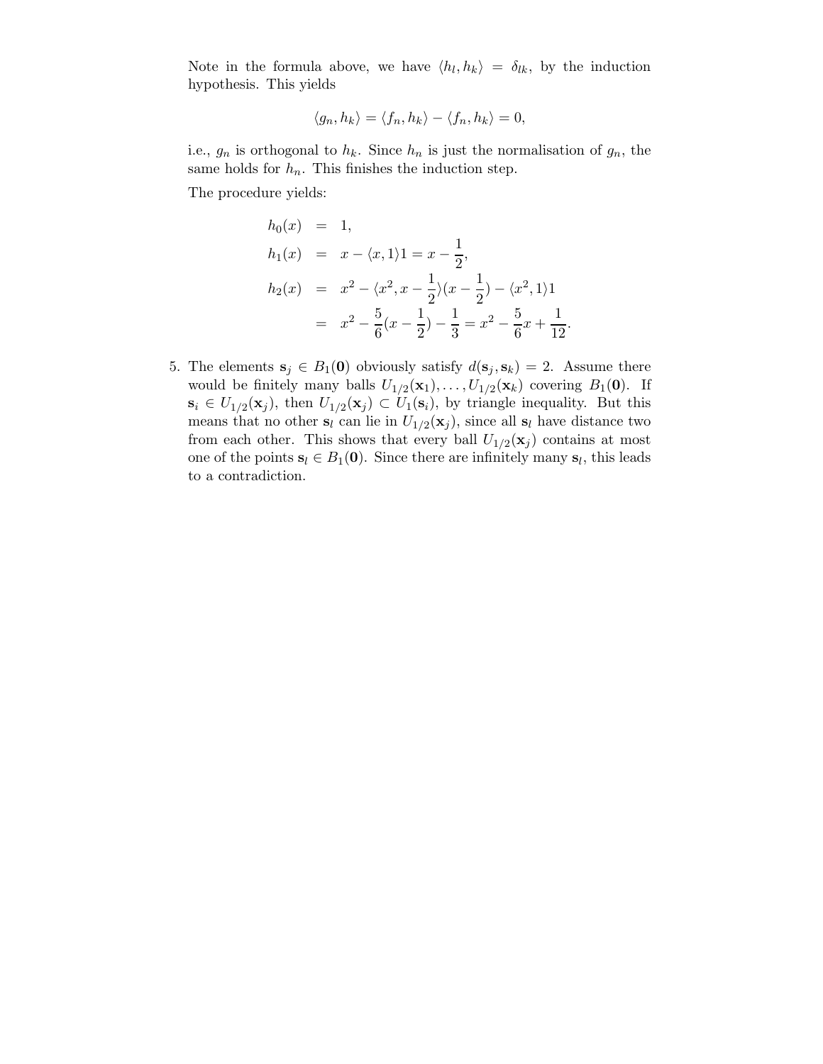Note in the formula above, we have $\langle h_l, h_k \rangle = \delta_{lk}$, by the induction hypothesis. This yields

$$\langle g_n, h_k \rangle = \langle f_n, h_k \rangle - \langle f_n, h_k \rangle = 0,$$

i.e., $g_n$ is orthogonal to $h_k$. Since $h_n$ is just the normalisation of $g_n$, the same holds for $h_n$. This finishes the induction step.

The procedure yields:

$$\begin{aligned}
h_0(x) &= 1, \\
h_1(x) &= x - \langle x, 1 \rangle 1 = x - \frac{1}{2}, \\
h_2(x) &= x^2 - \langle x^2, x - \frac{1}{2} \rangle (x - \frac{1}{2}) - \langle x^2, 1 \rangle 1 \\
&= x^2 - \frac{5}{6}(x - \frac{1}{2}) - \frac{1}{3} = x^2 - \frac{5}{6}x + \frac{1}{12}.
\end{aligned}$$

5. The elements $\mathbf{s}_j \in B_1(\mathbf{0})$ obviously satisfy $d(\mathbf{s}_j, \mathbf{s}_k) = 2$. Assume there would be finitely many balls $U_{1/2}(\mathbf{x}_1), \ldots, U_{1/2}(\mathbf{x}_k)$ covering $B_1(\mathbf{0})$. If $\mathbf{s}_i \in U_{1/2}(\mathbf{x}_j)$, then $U_{1/2}(\mathbf{x}_j) \subset U_1(\mathbf{s}_i)$, by triangle inequality. But this means that no other $\mathbf{s}_l$ can lie in $U_{1/2}(\mathbf{x}_j)$, since all $\mathbf{s}_l$ have distance two from each other. This shows that every ball $U_{1/2}(\mathbf{x}_j)$ contains at most one of the points $\mathbf{s}_l \in B_1(\mathbf{0})$. Since there are infinitely many $\mathbf{s}_l$, this leads to a contradiction.